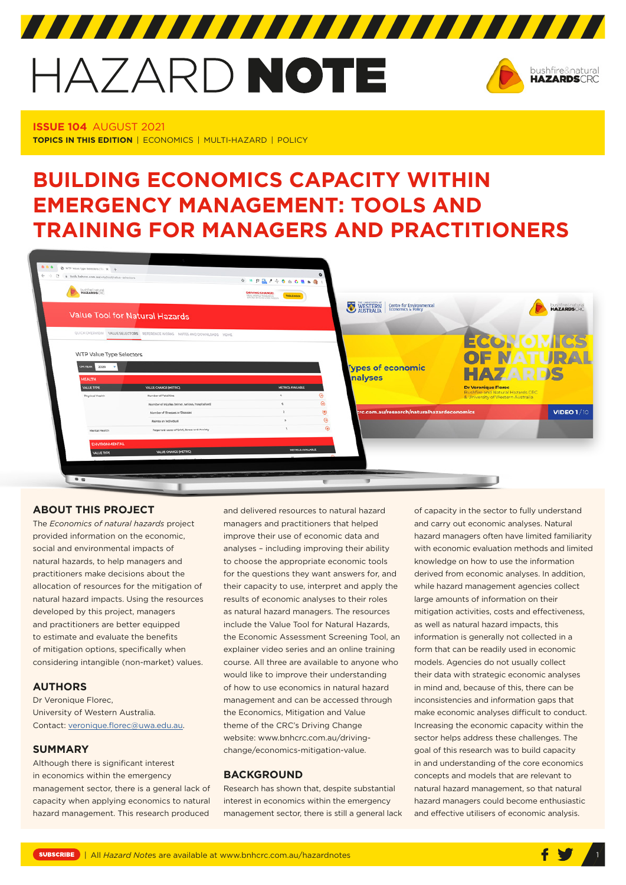# HAZARD NOTE

**ISSUE 104** AUGUST 2021

**TOPICS IN THIS EDITION** | ECONOMICS | MULTI-HAZARD | POLICY

# BUILDING ECONOMICS CAPACITY WITHIN EMERGENCY MANAGEMENT: TOOLS AND TRAINING FOR MANAGERS AND PRACTITIONERS

## ABOUT THIS PROJECT

The *Economics of natural hazards* project provided information on the economic, social and environmental impacts of natural hazards, to help managers and practitioners make decisions about the allocation of resources for the mitigation of natural hazard impacts. Using the resources developed by this project, managers and practitioners are better equipped to estimate and evaluate the benefits of mitigation options, specifically when considering intangible (non-market) values.

## AUTHORS

Dr Veronique Florec, University of Western Australia. Contact: veronique.florec@uwa.edu.au.

## SUMMARY

Although there is significant interest in economics within the emergency management sector, there is a general lack of capacity when applying economics to natural hazard management. This research produced and delivered resources to natural hazard managers and practitioners that helped improve their use of economic data and analyses – including improving their ability to choose the appropriate economic tools for the questions they want answers for, and their capacity to use, interpret and apply the results of economic analyses to their roles as natural hazard managers. The resources include the Value Tool for Natural Hazards, the Economic Assessment Screening Tool, an explainer video series and an online training course. All three are available to anyone who would like to improve their understanding of how to use economics in natural hazard management and can be accessed through the Economics, Mitigation and Value theme of the CRC's Driving Change website: www.bnhcrc.com.au/driving-change/economics-mitigation-value.

## BACKGROUND

Research has shown that, despite substantial interest in economics within the emergency management sector, there is still a general lack of capacity in the sector to fully understand and carry out economic analyses. Natural hazard managers often have limited familiarity with economic evaluation methods and limited knowledge on how to use the information derived from economic analyses. In addition, while hazard management agencies collect large amounts of information on their mitigation activities, costs and effectiveness, as well as natural hazard impacts, this information is generally not collected in a form that can be readily used in economic models. Agencies do not usually collect their data with strategic economic analyses in mind and, because of this, there can be inconsistencies and information gaps that make economic analyses difficult to conduct. Increasing the economic capacity within the sector helps address these challenges. The goal of this research was to build capacity in and understanding of the core economics concepts and models that are relevant to natural hazard management, so that natural hazard managers could become enthusiastic and effective utilisers of economic analysis.

SUBSCRIBE | All *Hazard Notes* are available at www.bnhcrc.com.au/hazardnotes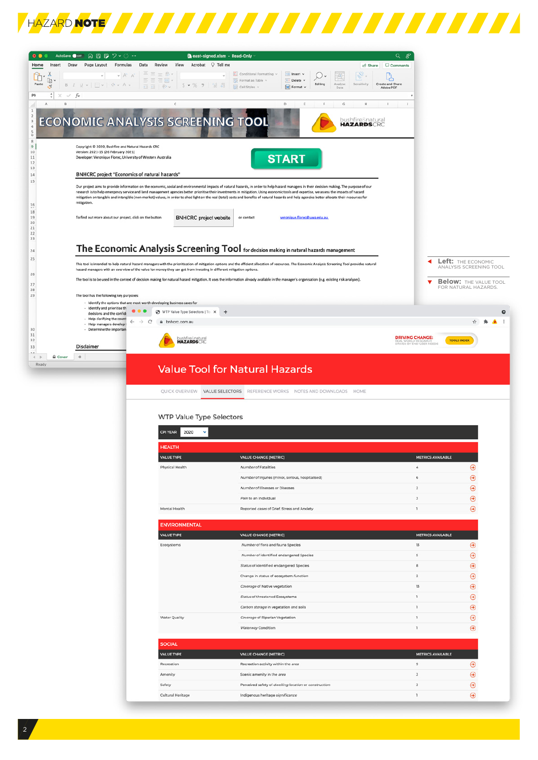**Left:** THE ECONOMIC ANALYSIS SCREENING TOOL

**Below:** THE VALUE TOOL FOR NATURAL HAZARDS.

# ECONOMIC ANALYSIS SCREENING TOOL

Copyright © 2020, Bushfire and Natural Hazards CRC
Version: 2021-15 (26 February 2021)
Developer: Veronique Florec, University of Western Australia

START

## BNHCRC project "Economics of natural hazards"

Our project aims to provide information on the economic, social and environmental impacts of natural hazards, in order to help hazard managers in their decision making. The purpose of our research is to help emergency service and land management agencies better prioritise their investments in mitigation. Using economic tools and expertise, we assess the impacts of hazard mitigation on tangible and intangible (non-market) values, in order to shed light on the real (total) costs and benefits of natural hazards and help agencies better allocate their resources for mitigation.

To find out more about our project, click on the button | BNHCRC project website | or contact veronique.florec@uwa.edu.au

## The Economic Analysis Screening Tool for decision making in natural hazards management

This tool is intended to help natural hazard managers with the prioritisation of mitigation options and the efficient allocation of resources. The Economic Analysis Screening Tool provides natural hazard managers with an overview of the value for money they can get from investing in different mitigation options.

The tool is to be used in the context of decision making for natural hazard mitigation. It uses the information already available in the manager's organisation (e.g. existing risk analyses).

The tool has the following key purposes:

- Identify the options that are most worth developing business cases for
- Identify and prioritise th...
- decisions and the confid...
- Help clarifying the count...
- Help managers develop...
- Determine the importan...

Disclaimer

# Value Tool for Natural Hazards

QUICK OVERVIEW | VALUE SELECTORS | REFERENCE WORKS | NOTES AND DOWNLOADS | HOME

## WTP Value Type Selectors

CPI YEAR 2020

**HEALTH**

| VALUE TYPE | VALUE CHANGE (METRIC) | METRICS AVAILABLE |
|---|---|---|
| Physical Health | *Number* of Fatalities | 4 |
| | *Number* of Injuries (minor, serious, hospitalised) | 6 |
| | *Number* of Illnesses or Diseases | 2 |
| | *Pain* to an individual | 3 |
| Mental Health | Reported *cases* of Grief, Stress and Anxiety | 1 |

**ENVIRONMENTAL**

| VALUE TYPE | VALUE CHANGE (METRIC) | METRICS AVAILABLE |
|---|---|---|
| Ecosystems | *Number* of flora and fauna Species | 13 |
| | *Number* of identified endangered Species | 5 |
| | *Status* of identified endangered Species | 8 |
| | Change in status of ecosystem *function* | 2 |
| | *Coverage* of Native vegetation | 13 |
| | *Status* of threatened Ecosystems | 1 |
| | *Carbon storage* in vegetation and soils | 1 |
| Water Quality | *Coverage* of Riparian Vegetation | 1 |
| | *Waterway* Condition | 1 |

**SOCIAL**

| VALUE TYPE | VALUE CHANGE (METRIC) | METRICS AVAILABLE |
|---|---|---|
| Recreation | Recreation activity within the *area* | 9 |
| Amenity | Scenic amenity in the *area* | 3 |
| Safety | Perceived safety of *dwelling location or construction* | 3 |
| Cultural Heritage | Indigenous heritage *significance* | 1 |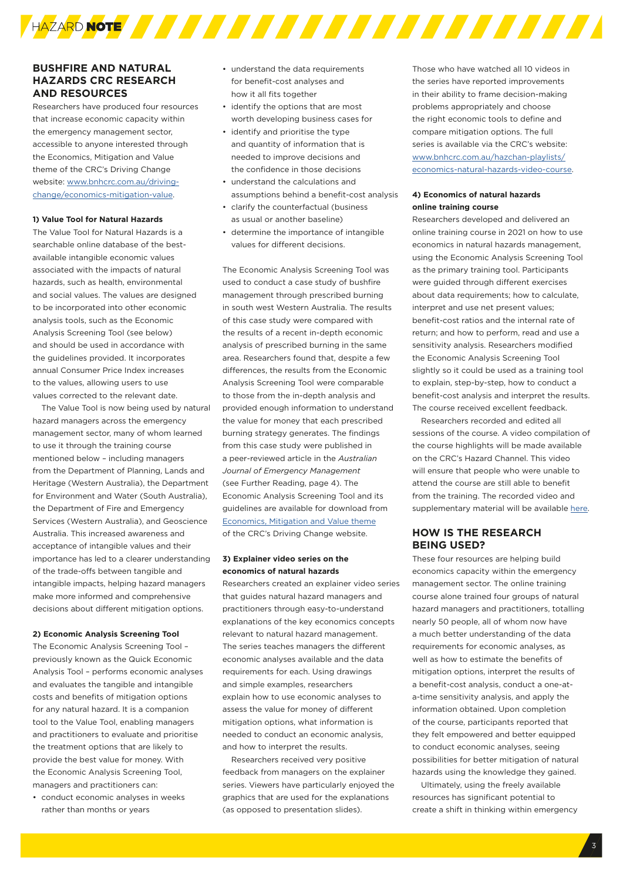## BUSHFIRE AND NATURAL HAZARDS CRC RESEARCH AND RESOURCES

Researchers have produced four resources that increase economic capacity within the emergency management sector, accessible to anyone interested through the Economics, Mitigation and Value theme of the CRC's Driving Change website: www.bnhcrc.com.au/driving-change/economics-mitigation-value.

**1) Value Tool for Natural Hazards**

The Value Tool for Natural Hazards is a searchable online database of the best-available intangible economic values associated with the impacts of natural hazards, such as health, environmental and social values. The values are designed to be incorporated into other economic analysis tools, such as the Economic Analysis Screening Tool (see below) and should be used in accordance with the guidelines provided. It incorporates annual Consumer Price Index increases to the values, allowing users to use values corrected to the relevant date.

The Value Tool is now being used by natural hazard managers across the emergency management sector, many of whom learned to use it through the training course mentioned below – including managers from the Department of Planning, Lands and Heritage (Western Australia), the Department for Environment and Water (South Australia), the Department of Fire and Emergency Services (Western Australia), and Geoscience Australia. This increased awareness and acceptance of intangible values and their importance has led to a clearer understanding of the trade-offs between tangible and intangible impacts, helping hazard managers make more informed and comprehensive decisions about different mitigation options.

**2) Economic Analysis Screening Tool**

The Economic Analysis Screening Tool – previously known as the Quick Economic Analysis Tool – performs economic analyses and evaluates the tangible and intangible costs and benefits of mitigation options for any natural hazard. It is a companion tool to the Value Tool, enabling managers and practitioners to evaluate and prioritise the treatment options that are likely to provide the best value for money. With the Economic Analysis Screening Tool, managers and practitioners can:

- conduct economic analyses in weeks rather than months or years
- understand the data requirements for benefit-cost analyses and how it all fits together
- identify the options that are most worth developing business cases for
- identify and prioritise the type and quantity of information that is needed to improve decisions and the confidence in those decisions
- understand the calculations and assumptions behind a benefit-cost analysis
- clarify the counterfactual (business as usual or another baseline)
- determine the importance of intangible values for different decisions.

The Economic Analysis Screening Tool was used to conduct a case study of bushfire management through prescribed burning in south west Western Australia. The results of this case study were compared with the results of a recent in-depth economic analysis of prescribed burning in the same area. Researchers found that, despite a few differences, the results from the Economic Analysis Screening Tool were comparable to those from the in-depth analysis and provided enough information to understand the value for money that each prescribed burning strategy generates. The findings from this case study were published in a peer-reviewed article in the *Australian Journal of Emergency Management* (see Further Reading, page 4). The Economic Analysis Screening Tool and its guidelines are available for download from Economics, Mitigation and Value theme of the CRC's Driving Change website.

**3) Explainer video series on the economics of natural hazards**

Researchers created an explainer video series that guides natural hazard managers and practitioners through easy-to-understand explanations of the key economics concepts relevant to natural hazard management. The series teaches managers the different economic analyses available and the data requirements for each. Using drawings and simple examples, researchers explain how to use economic analyses to assess the value for money of different mitigation options, what information is needed to conduct an economic analysis, and how to interpret the results.

Researchers received very positive feedback from managers on the explainer series. Viewers have particularly enjoyed the graphics that are used for the explanations (as opposed to presentation slides).

Those who have watched all 10 videos in the series have reported improvements in their ability to frame decision-making problems appropriately and choose the right economic tools to define and compare mitigation options. The full series is available via the CRC's website: www.bnhcrc.com.au/hazchan-playlists/economics-natural-hazards-video-course.

**4) Economics of natural hazards online training course**

Researchers developed and delivered an online training course in 2021 on how to use economics in natural hazards management, using the Economic Analysis Screening Tool as the primary training tool. Participants were guided through different exercises about data requirements; how to calculate, interpret and use net present values; benefit-cost ratios and the internal rate of return; and how to perform, read and use a sensitivity analysis. Researchers modified the Economic Analysis Screening Tool slightly so it could be used as a training tool to explain, step-by-step, how to conduct a benefit-cost analysis and interpret the results. The course received excellent feedback.

Researchers recorded and edited all sessions of the course. A video compilation of the course highlights will be made available on the CRC's Hazard Channel. This video will ensure that people who were unable to attend the course are still able to benefit from the training. The recorded video and supplementary material will be available here.

## HOW IS THE RESEARCH BEING USED?

These four resources are helping build economics capacity within the emergency management sector. The online training course alone trained four groups of natural hazard managers and practitioners, totalling nearly 50 people, all of whom now have a much better understanding of the data requirements for economic analyses, as well as how to estimate the benefits of mitigation options, interpret the results of a benefit-cost analysis, conduct a one-at-a-time sensitivity analysis, and apply the information obtained. Upon completion of the course, participants reported that they felt empowered and better equipped to conduct economic analyses, seeing possibilities for better mitigation of natural hazards using the knowledge they gained.

Ultimately, using the freely available resources has significant potential to create a shift in thinking within emergency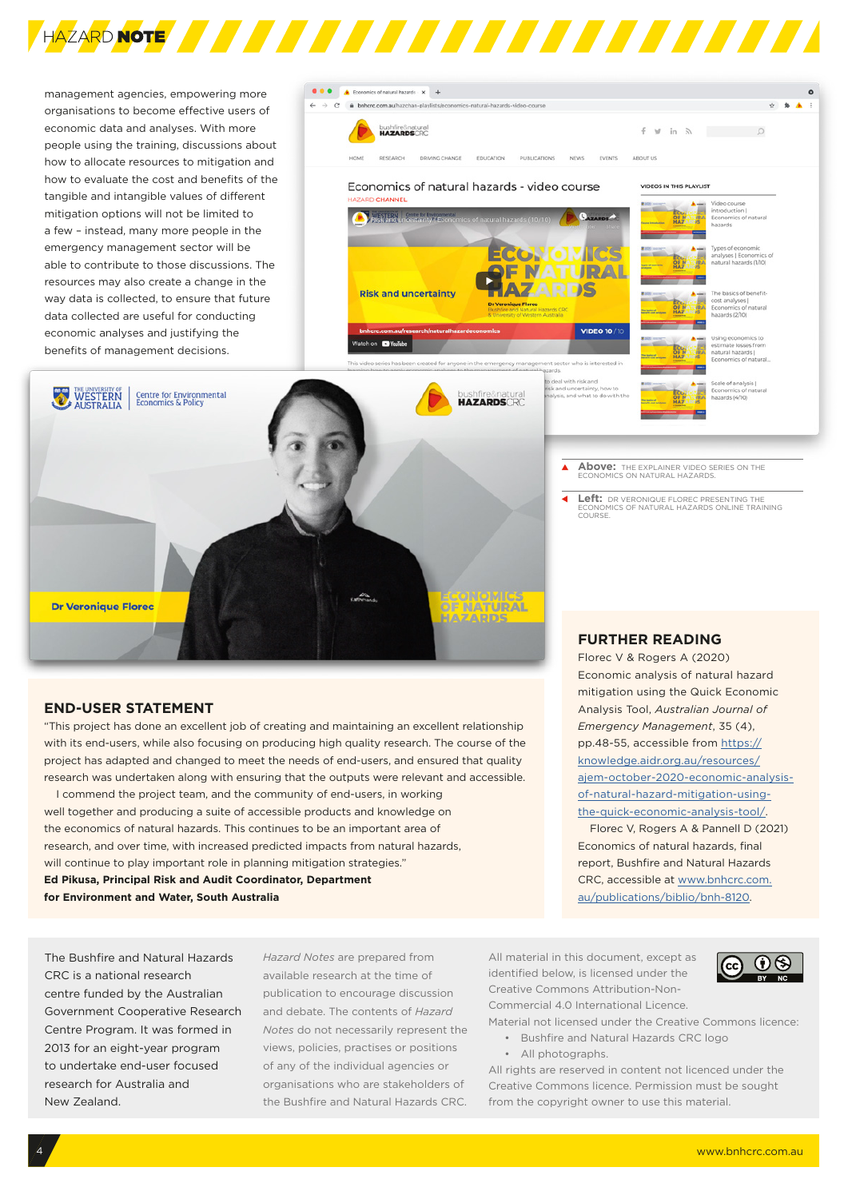management agencies, empowering more organisations to become effective users of economic data and analyses. With more people using the training, discussions about how to allocate resources to mitigation and how to evaluate the cost and benefits of the tangible and intangible values of different mitigation options will not be limited to a few – instead, many more people in the emergency management sector will be able to contribute to those discussions. The resources may also create a change in the way data is collected, to ensure that future data collected are useful for conducting economic analyses and justifying the benefits of management decisions.

**Above:** THE EXPLAINER VIDEO SERIES ON THE ECONOMICS ON NATURAL HAZARDS.

**Left:** DR VERONIQUE FLOREC PRESENTING THE ECONOMICS OF NATURAL HAZARDS ONLINE TRAINING COURSE.

## END-USER STATEMENT

"This project has done an excellent job of creating and maintaining an excellent relationship with its end-users, while also focusing on producing high quality research. The course of the project has adapted and changed to meet the needs of end-users, and ensured that quality research was undertaken along with ensuring that the outputs were relevant and accessible.

I commend the project team, and the community of end-users, in working well together and producing a suite of accessible products and knowledge on the economics of natural hazards. This continues to be an important area of research, and over time, with increased predicted impacts from natural hazards, will continue to play important role in planning mitigation strategies."

**Ed Pikusa, Principal Risk and Audit Coordinator, Department for Environment and Water, South Australia**

## FURTHER READING

Florec V & Rogers A (2020) Economic analysis of natural hazard mitigation using the Quick Economic Analysis Tool, *Australian Journal of Emergency Management*, 35 (4), pp.48-55, accessible from https://knowledge.aidr.org.au/resources/ajem-october-2020-economic-analysis-of-natural-hazard-mitigation-using-the-quick-economic-analysis-tool/.

Florec V, Rogers A & Pannell D (2021) Economics of natural hazards, final report, Bushfire and Natural Hazards CRC, accessible at www.bnhcrc.com.au/publications/biblio/bnh-8120.

The Bushfire and Natural Hazards CRC is a national research centre funded by the Australian Government Cooperative Research Centre Program. It was formed in 2013 for an eight-year program to undertake end-user focused research for Australia and New Zealand.

*Hazard Notes* are prepared from available research at the time of publication to encourage discussion and debate. The contents of *Hazard Notes* do not necessarily represent the views, policies, practises or positions of any of the individual agencies or organisations who are stakeholders of the Bushfire and Natural Hazards CRC.

All material in this document, except as identified below, is licensed under the Creative Commons Attribution-Non-Commercial 4.0 International Licence.

Material not licensed under the Creative Commons licence:

- Bushfire and Natural Hazards CRC logo
- All photographs.

All rights are reserved in content not licenced under the Creative Commons licence. Permission must be sought from the copyright owner to use this material.